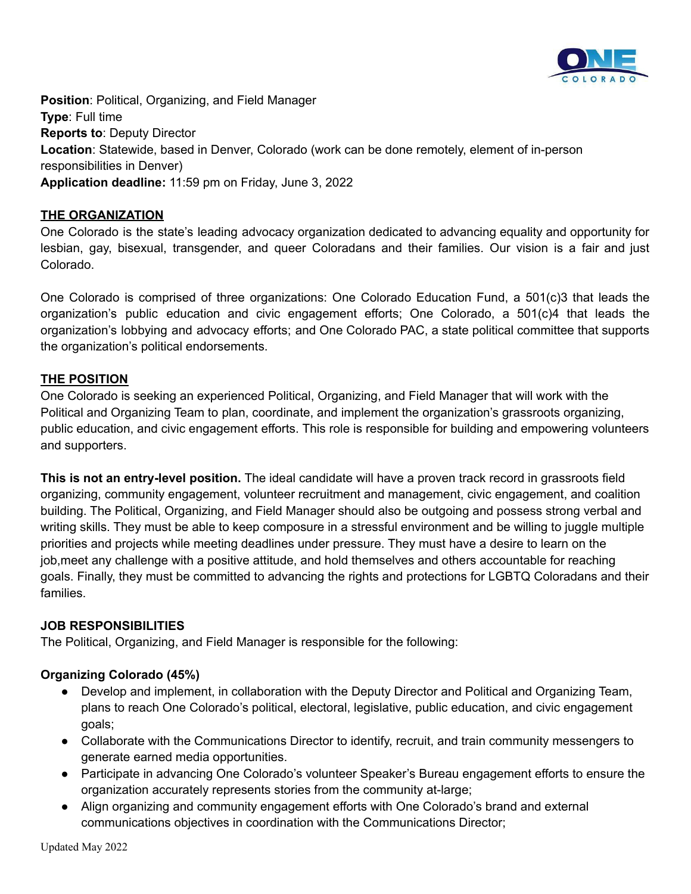**Position**: Political, Organizing, and Field Manager
**Type**: Full time
**Reports to**: Deputy Director
**Location**: Statewide, based in Denver, Colorado (work can be done remotely, element of in-person responsibilities in Denver)
**Application deadline:** 11:59 pm on Friday, June 3, 2022

## THE ORGANIZATION

One Colorado is the state's leading advocacy organization dedicated to advancing equality and opportunity for lesbian, gay, bisexual, transgender, and queer Coloradans and their families. Our vision is a fair and just Colorado.

One Colorado is comprised of three organizations: One Colorado Education Fund, a 501(c)3 that leads the organization's public education and civic engagement efforts; One Colorado, a 501(c)4 that leads the organization's lobbying and advocacy efforts; and One Colorado PAC, a state political committee that supports the organization's political endorsements.

## THE POSITION

One Colorado is seeking an experienced Political, Organizing, and Field Manager that will work with the Political and Organizing Team to plan, coordinate, and implement the organization's grassroots organizing, public education, and civic engagement efforts. This role is responsible for building and empowering volunteers and supporters.

**This is not an entry-level position.** The ideal candidate will have a proven track record in grassroots field organizing, community engagement, volunteer recruitment and management, civic engagement, and coalition building. The Political, Organizing, and Field Manager should also be outgoing and possess strong verbal and writing skills. They must be able to keep composure in a stressful environment and be willing to juggle multiple priorities and projects while meeting deadlines under pressure. They must have a desire to learn on the job,meet any challenge with a positive attitude, and hold themselves and others accountable for reaching goals. Finally, they must be committed to advancing the rights and protections for LGBTQ Coloradans and their families.

## JOB RESPONSIBILITIES

The Political, Organizing, and Field Manager is responsible for the following:

### Organizing Colorado (45%)

- Develop and implement, in collaboration with the Deputy Director and Political and Organizing Team, plans to reach One Colorado's political, electoral, legislative, public education, and civic engagement goals;
- Collaborate with the Communications Director to identify, recruit, and train community messengers to generate earned media opportunities.
- Participate in advancing One Colorado's volunteer Speaker's Bureau engagement efforts to ensure the organization accurately represents stories from the community at-large;
- Align organizing and community engagement efforts with One Colorado's brand and external communications objectives in coordination with the Communications Director;

Updated May 2022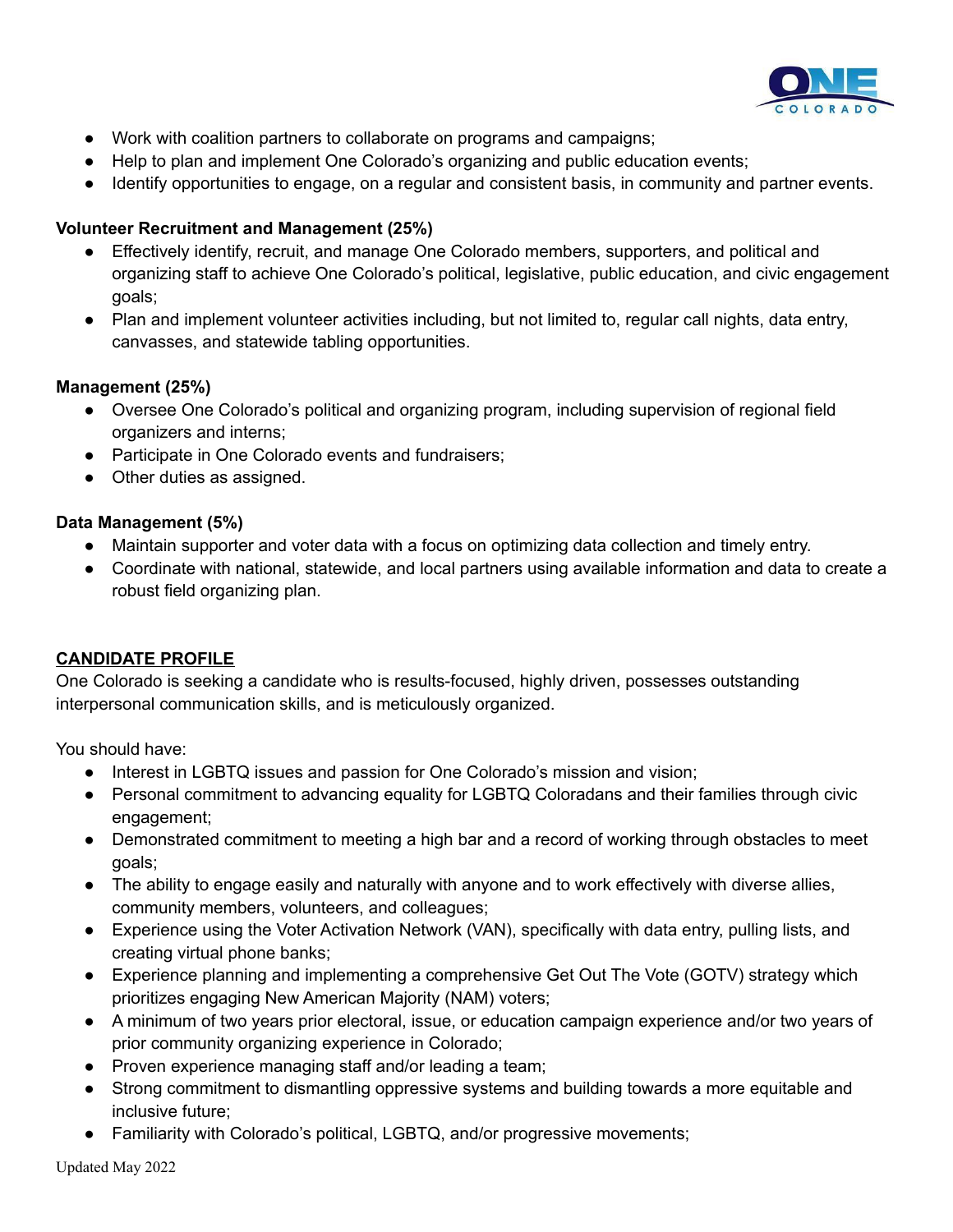- Work with coalition partners to collaborate on programs and campaigns;
- Help to plan and implement One Colorado's organizing and public education events;
- Identify opportunities to engage, on a regular and consistent basis, in community and partner events.

**Volunteer Recruitment and Management (25%)**

- Effectively identify, recruit, and manage One Colorado members, supporters, and political and organizing staff to achieve One Colorado's political, legislative, public education, and civic engagement goals;
- Plan and implement volunteer activities including, but not limited to, regular call nights, data entry, canvasses, and statewide tabling opportunities.

**Management (25%)**

- Oversee One Colorado's political and organizing program, including supervision of regional field organizers and interns;
- Participate in One Colorado events and fundraisers;
- Other duties as assigned.

**Data Management (5%)**

- Maintain supporter and voter data with a focus on optimizing data collection and timely entry.
- Coordinate with national, statewide, and local partners using available information and data to create a robust field organizing plan.

## CANDIDATE PROFILE

One Colorado is seeking a candidate who is results-focused, highly driven, possesses outstanding interpersonal communication skills, and is meticulously organized.

You should have:

- Interest in LGBTQ issues and passion for One Colorado's mission and vision;
- Personal commitment to advancing equality for LGBTQ Coloradans and their families through civic engagement;
- Demonstrated commitment to meeting a high bar and a record of working through obstacles to meet goals;
- The ability to engage easily and naturally with anyone and to work effectively with diverse allies, community members, volunteers, and colleagues;
- Experience using the Voter Activation Network (VAN), specifically with data entry, pulling lists, and creating virtual phone banks;
- Experience planning and implementing a comprehensive Get Out The Vote (GOTV) strategy which prioritizes engaging New American Majority (NAM) voters;
- A minimum of two years prior electoral, issue, or education campaign experience and/or two years of prior community organizing experience in Colorado;
- Proven experience managing staff and/or leading a team;
- Strong commitment to dismantling oppressive systems and building towards a more equitable and inclusive future;
- Familiarity with Colorado's political, LGBTQ, and/or progressive movements;

Updated May 2022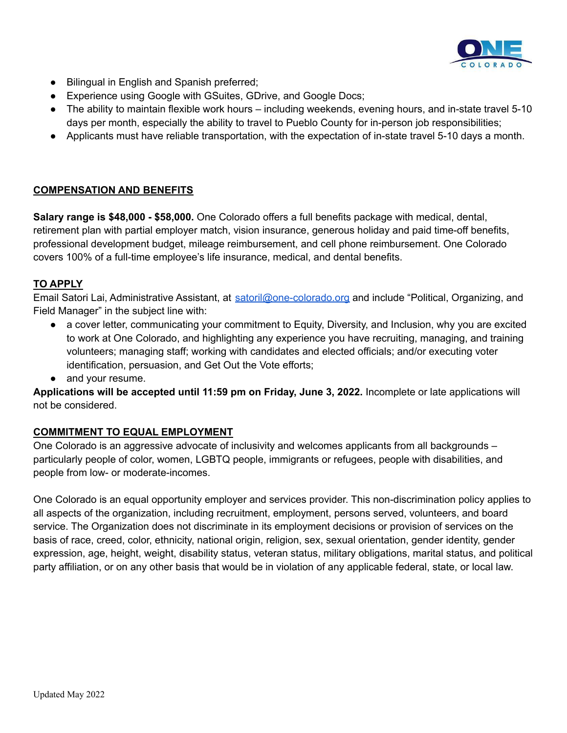- Bilingual in English and Spanish preferred;
- Experience using Google with GSuites, GDrive, and Google Docs;
- The ability to maintain flexible work hours – including weekends, evening hours, and in-state travel 5-10 days per month, especially the ability to travel to Pueblo County for in-person job responsibilities;
- Applicants must have reliable transportation, with the expectation of in-state travel 5-10 days a month.

## COMPENSATION AND BENEFITS

**Salary range is $48,000 - $58,000.** One Colorado offers a full benefits package with medical, dental, retirement plan with partial employer match, vision insurance, generous holiday and paid time-off benefits, professional development budget, mileage reimbursement, and cell phone reimbursement. One Colorado covers 100% of a full-time employee's life insurance, medical, and dental benefits.

## TO APPLY

Email Satori Lai, Administrative Assistant, at satoril@one-colorado.org and include "Political, Organizing, and Field Manager" in the subject line with:

- a cover letter, communicating your commitment to Equity, Diversity, and Inclusion, why you are excited to work at One Colorado, and highlighting any experience you have recruiting, managing, and training volunteers; managing staff; working with candidates and elected officials; and/or executing voter identification, persuasion, and Get Out the Vote efforts;
- and your resume.

**Applications will be accepted until 11:59 pm on Friday, June 3, 2022.** Incomplete or late applications will not be considered.

## COMMITMENT TO EQUAL EMPLOYMENT

One Colorado is an aggressive advocate of inclusivity and welcomes applicants from all backgrounds – particularly people of color, women, LGBTQ people, immigrants or refugees, people with disabilities, and people from low- or moderate-incomes.

One Colorado is an equal opportunity employer and services provider. This non-discrimination policy applies to all aspects of the organization, including recruitment, employment, persons served, volunteers, and board service. The Organization does not discriminate in its employment decisions or provision of services on the basis of race, creed, color, ethnicity, national origin, religion, sex, sexual orientation, gender identity, gender expression, age, height, weight, disability status, veteran status, military obligations, marital status, and political party affiliation, or on any other basis that would be in violation of any applicable federal, state, or local law.

Updated May 2022